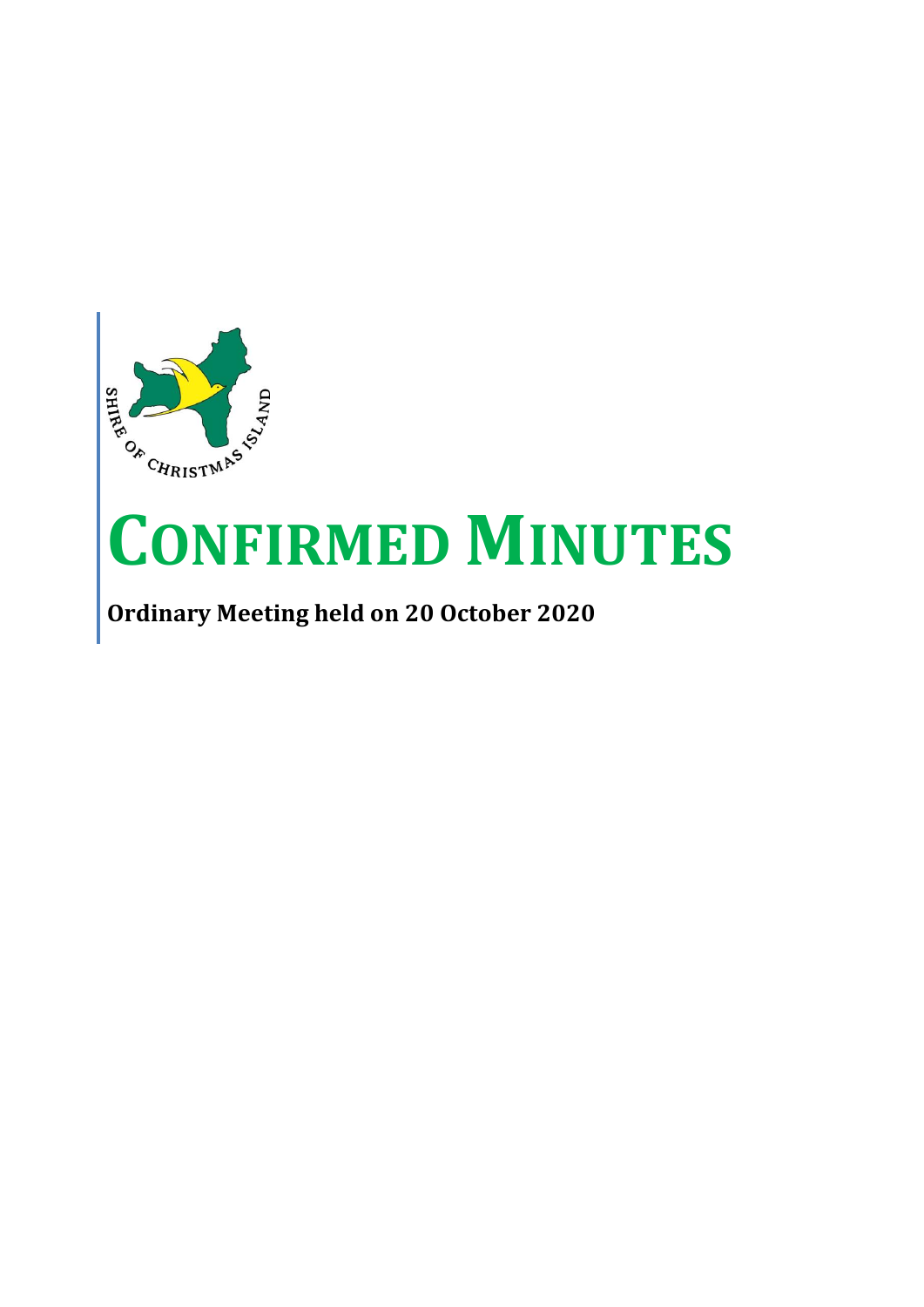# CONFIRMED MINUTES

**Ordinary Meeting held on 20 October 2020**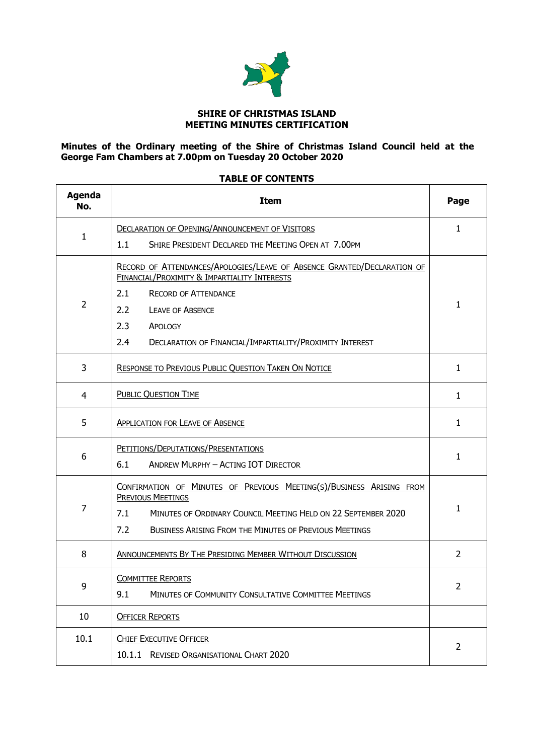**SHIRE OF CHRISTMAS ISLAND**
**MEETING MINUTES CERTIFICATION**

**Minutes of the Ordinary meeting of the Shire of Christmas Island Council held at the George Fam Chambers at 7.00pm on Tuesday 20 October 2020**

**TABLE OF CONTENTS**

| Agenda No. | Item | Page |
|---|---|---|
| 1 | DECLARATION OF OPENING/ANNOUNCEMENT OF VISITORS<br>1.1 SHIRE PRESIDENT DECLARED THE MEETING OPEN AT 7.00PM | 1 |
| 2 | RECORD OF ATTENDANCES/APOLOGIES/LEAVE OF ABSENCE GRANTED/DECLARATION OF FINANCIAL/PROXIMITY & IMPARTIALITY INTERESTS<br>2.1 RECORD OF ATTENDANCE<br>2.2 LEAVE OF ABSENCE<br>2.3 APOLOGY<br>2.4 DECLARATION OF FINANCIAL/IMPARTIALITY/PROXIMITY INTEREST | 1 |
| 3 | RESPONSE TO PREVIOUS PUBLIC QUESTION TAKEN ON NOTICE | 1 |
| 4 | PUBLIC QUESTION TIME | 1 |
| 5 | APPLICATION FOR LEAVE OF ABSENCE | 1 |
| 6 | PETITIONS/DEPUTATIONS/PRESENTATIONS<br>6.1 ANDREW MURPHY – ACTING IOT DIRECTOR | 1 |
| 7 | CONFIRMATION OF MINUTES OF PREVIOUS MEETING(S)/BUSINESS ARISING FROM PREVIOUS MEETINGS<br>7.1 MINUTES OF ORDINARY COUNCIL MEETING HELD ON 22 SEPTEMBER 2020<br>7.2 BUSINESS ARISING FROM THE MINUTES OF PREVIOUS MEETINGS | 1 |
| 8 | ANNOUNCEMENTS BY THE PRESIDING MEMBER WITHOUT DISCUSSION | 2 |
| 9 | COMMITTEE REPORTS<br>9.1 MINUTES OF COMMUNITY CONSULTATIVE COMMITTEE MEETINGS | 2 |
| 10 | OFFICER REPORTS | |
| 10.1 | CHIEF EXECUTIVE OFFICER<br>10.1.1 REVISED ORGANISATIONAL CHART 2020 | 2 |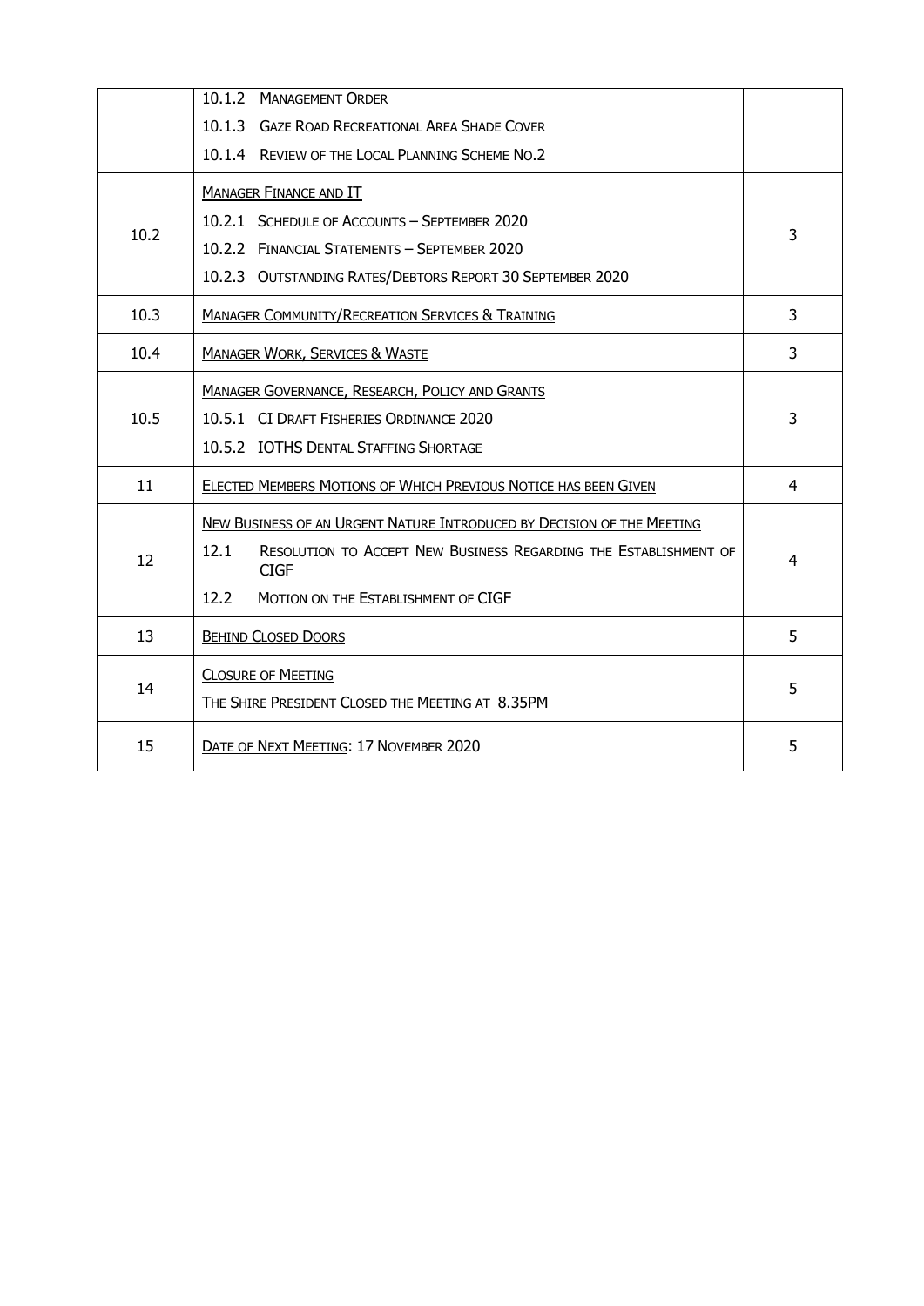| | | |
|---|---|---|
| | 10.1.2 MANAGEMENT ORDER<br>10.1.3 GAZE ROAD RECREATIONAL AREA SHADE COVER<br>10.1.4 REVIEW OF THE LOCAL PLANNING SCHEME NO.2 | |
| 10.2 | MANAGER FINANCE AND IT<br>10.2.1 SCHEDULE OF ACCOUNTS – SEPTEMBER 2020<br>10.2.2 FINANCIAL STATEMENTS – SEPTEMBER 2020<br>10.2.3 OUTSTANDING RATES/DEBTORS REPORT 30 SEPTEMBER 2020 | 3 |
| 10.3 | MANAGER COMMUNITY/RECREATION SERVICES & TRAINING | 3 |
| 10.4 | MANAGER WORK, SERVICES & WASTE | 3 |
| 10.5 | MANAGER GOVERNANCE, RESEARCH, POLICY AND GRANTS<br>10.5.1 CI DRAFT FISHERIES ORDINANCE 2020<br>10.5.2 IOTHS DENTAL STAFFING SHORTAGE | 3 |
| 11 | ELECTED MEMBERS MOTIONS OF WHICH PREVIOUS NOTICE HAS BEEN GIVEN | 4 |
| 12 | NEW BUSINESS OF AN URGENT NATURE INTRODUCED BY DECISION OF THE MEETING<br>12.1 RESOLUTION TO ACCEPT NEW BUSINESS REGARDING THE ESTABLISHMENT OF CIGF<br>12.2 MOTION ON THE ESTABLISHMENT OF CIGF | 4 |
| 13 | BEHIND CLOSED DOORS | 5 |
| 14 | CLOSURE OF MEETING<br>THE SHIRE PRESIDENT CLOSED THE MEETING AT 8.35PM | 5 |
| 15 | DATE OF NEXT MEETING: 17 NOVEMBER 2020 | 5 |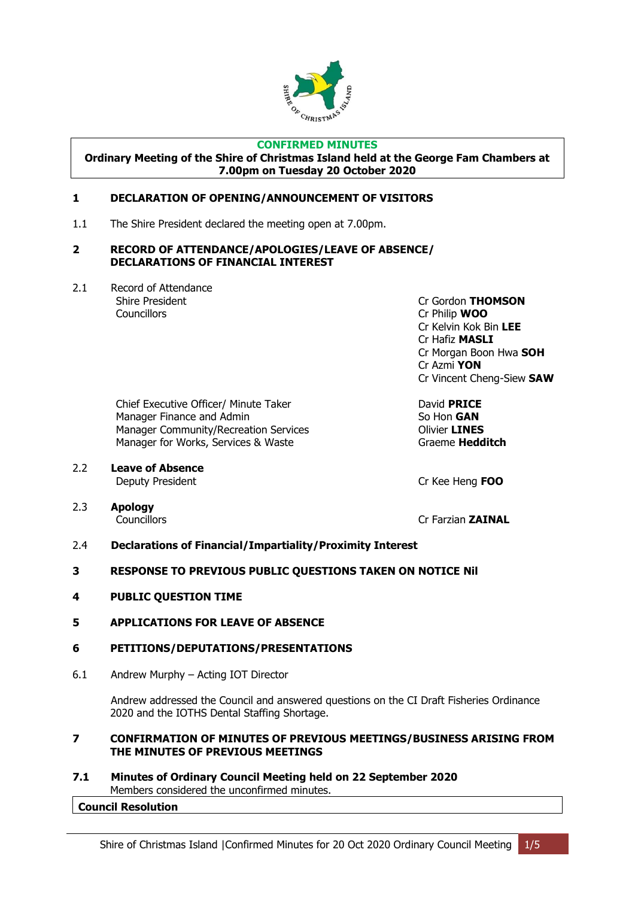**CONFIRMED MINUTES**

**Ordinary Meeting of the Shire of Christmas Island held at the George Fam Chambers at 7.00pm on Tuesday 20 October 2020**

## 1 DECLARATION OF OPENING/ANNOUNCEMENT OF VISITORS

1.1 The Shire President declared the meeting open at 7.00pm.

## 2 RECORD OF ATTENDANCE/APOLOGIES/LEAVE OF ABSENCE/ DECLARATIONS OF FINANCIAL INTEREST

2.1 Record of Attendance

| | |
|---|---|
| Shire President | Cr Gordon **THOMSON** |
| Councillors | Cr Philip **WOO** |
| | Cr Kelvin Kok Bin **LEE** |
| | Cr Hafiz **MASLI** |
| | Cr Morgan Boon Hwa **SOH** |
| | Cr Azmi **YON** |
| | Cr Vincent Cheng-Siew **SAW** |
| Chief Executive Officer/ Minute Taker | David **PRICE** |
| Manager Finance and Admin | So Hon **GAN** |
| Manager Community/Recreation Services | Olivier **LINES** |
| Manager for Works, Services & Waste | Graeme **Hedditch** |

2.2 **Leave of Absence**

| | |
|---|---|
| Deputy President | Cr Kee Heng **FOO** |

2.3 **Apology**

| | |
|---|---|
| Councillors | Cr Farzian **ZAINAL** |

2.4 **Declarations of Financial/Impartiality/Proximity Interest**

## 3 RESPONSE TO PREVIOUS PUBLIC QUESTIONS TAKEN ON NOTICE Nil

## 4 PUBLIC QUESTION TIME

## 5 APPLICATIONS FOR LEAVE OF ABSENCE

## 6 PETITIONS/DEPUTATIONS/PRESENTATIONS

6.1 Andrew Murphy – Acting IOT Director

Andrew addressed the Council and answered questions on the CI Draft Fisheries Ordinance 2020 and the IOTHS Dental Staffing Shortage.

## 7 CONFIRMATION OF MINUTES OF PREVIOUS MEETINGS/BUSINESS ARISING FROM THE MINUTES OF PREVIOUS MEETINGS

### 7.1 Minutes of Ordinary Council Meeting held on 22 September 2020

Members considered the unconfirmed minutes.

**Council Resolution**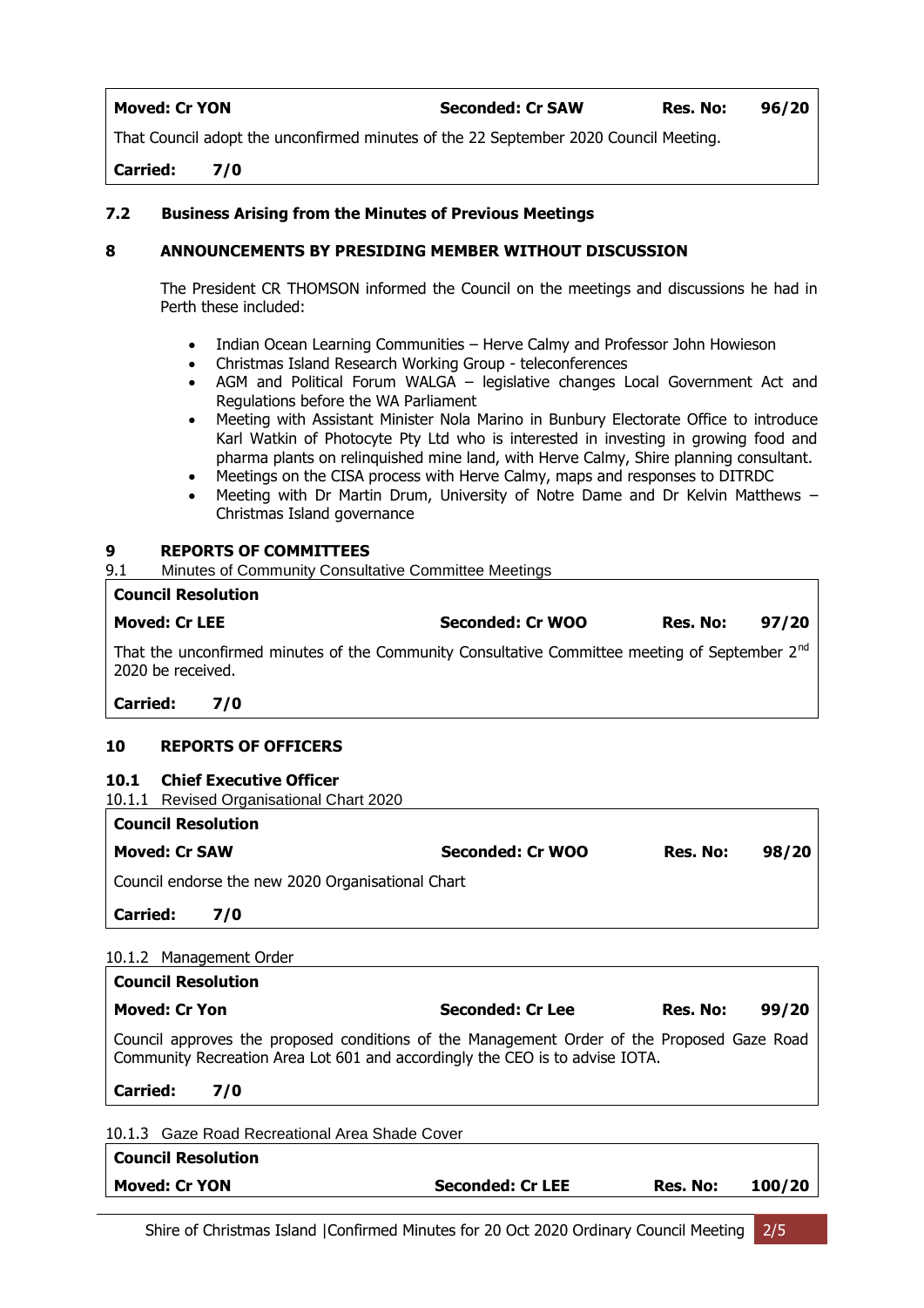| **Moved: Cr YON** | **Seconded: Cr SAW** | **Res. No:** | **96/20** |
|---|---|---|---|
| That Council adopt the unconfirmed minutes of the 22 September 2020 Council Meeting. | | | |
| **Carried: 7/0** | | | |

### 7.2 Business Arising from the Minutes of Previous Meetings

## 8 ANNOUNCEMENTS BY PRESIDING MEMBER WITHOUT DISCUSSION

The President CR THOMSON informed the Council on the meetings and discussions he had in Perth these included:

- Indian Ocean Learning Communities – Herve Calmy and Professor John Howieson
- Christmas Island Research Working Group - teleconferences
- AGM and Political Forum WALGA – legislative changes Local Government Act and Regulations before the WA Parliament
- Meeting with Assistant Minister Nola Marino in Bunbury Electorate Office to introduce Karl Watkin of Photocyte Pty Ltd who is interested in investing in growing food and pharma plants on relinquished mine land, with Herve Calmy, Shire planning consultant.
- Meetings on the CISA process with Herve Calmy, maps and responses to DITRDC
- Meeting with Dr Martin Drum, University of Notre Dame and Dr Kelvin Matthews – Christmas Island governance

## 9 REPORTS OF COMMITTEES

9.1 Minutes of Community Consultative Committee Meetings

| **Council Resolution** | | | |
|---|---|---|---|
| **Moved: Cr LEE** | **Seconded: Cr WOO** | **Res. No:** | **97/20** |
| That the unconfirmed minutes of the Community Consultative Committee meeting of September 2nd 2020 be received. | | | |
| **Carried: 7/0** | | | |

## 10 REPORTS OF OFFICERS

### 10.1 Chief Executive Officer

10.1.1 Revised Organisational Chart 2020

| **Council Resolution** | | | |
|---|---|---|---|
| **Moved: Cr SAW** | **Seconded: Cr WOO** | **Res. No:** | **98/20** |
| Council endorse the new 2020 Organisational Chart | | | |
| **Carried: 7/0** | | | |

10.1.2 Management Order

| **Council Resolution** | | | |
|---|---|---|---|
| **Moved: Cr Yon** | **Seconded: Cr Lee** | **Res. No:** | **99/20** |
| Council approves the proposed conditions of the Management Order of the Proposed Gaze Road Community Recreation Area Lot 601 and accordingly the CEO is to advise IOTA. | | | |
| **Carried: 7/0** | | | |

10.1.3 Gaze Road Recreational Area Shade Cover

| **Council Resolution** | | | |
|---|---|---|---|
| **Moved: Cr YON** | **Seconded: Cr LEE** | **Res. No:** | **100/20** |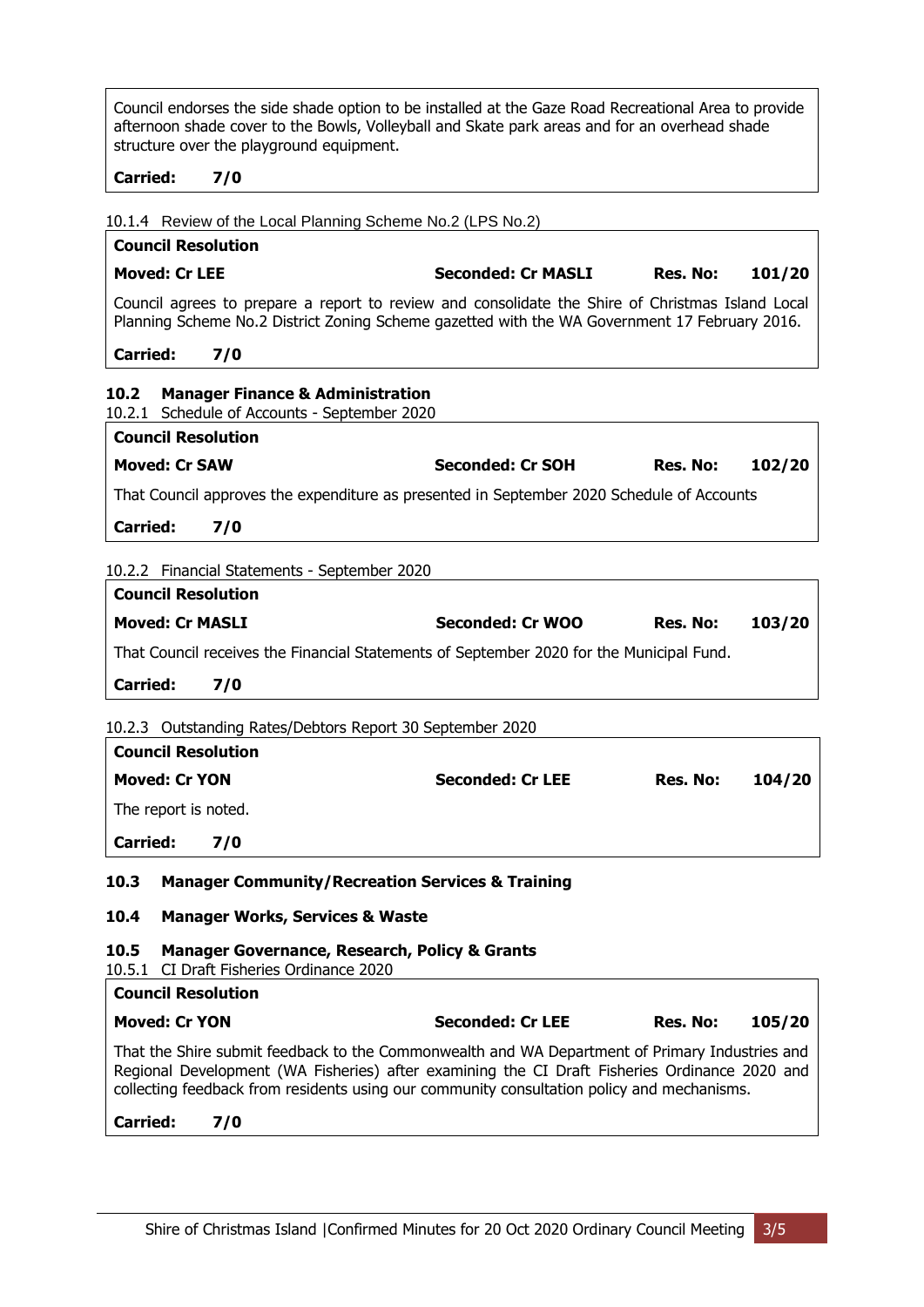Council endorses the side shade option to be installed at the Gaze Road Recreational Area to provide afternoon shade cover to the Bowls, Volleyball and Skate park areas and for an overhead shade structure over the playground equipment.

**Carried: 7/0**

10.1.4 Review of the Local Planning Scheme No.2 (LPS No.2)

**Council Resolution**

**Moved: Cr LEE** | **Seconded: Cr MASLI** | **Res. No: 101/20**

Council agrees to prepare a report to review and consolidate the Shire of Christmas Island Local Planning Scheme No.2 District Zoning Scheme gazetted with the WA Government 17 February 2016.

**Carried: 7/0**

## 10.2 Manager Finance & Administration

10.2.1 Schedule of Accounts - September 2020

**Council Resolution**

**Moved: Cr SAW** | **Seconded: Cr SOH** | **Res. No: 102/20**

That Council approves the expenditure as presented in September 2020 Schedule of Accounts

**Carried: 7/0**

10.2.2 Financial Statements - September 2020

**Council Resolution**

**Moved: Cr MASLI** | **Seconded: Cr WOO** | **Res. No: 103/20**

That Council receives the Financial Statements of September 2020 for the Municipal Fund.

**Carried: 7/0**

10.2.3 Outstanding Rates/Debtors Report 30 September 2020

**Council Resolution**

**Moved: Cr YON** | **Seconded: Cr LEE** | **Res. No: 104/20**

The report is noted.

**Carried: 7/0**

## 10.3 Manager Community/Recreation Services & Training

## 10.4 Manager Works, Services & Waste

## 10.5 Manager Governance, Research, Policy & Grants

10.5.1 CI Draft Fisheries Ordinance 2020

**Council Resolution**

**Moved: Cr YON** | **Seconded: Cr LEE** | **Res. No: 105/20**

That the Shire submit feedback to the Commonwealth and WA Department of Primary Industries and Regional Development (WA Fisheries) after examining the CI Draft Fisheries Ordinance 2020 and collecting feedback from residents using our community consultation policy and mechanisms.

**Carried: 7/0**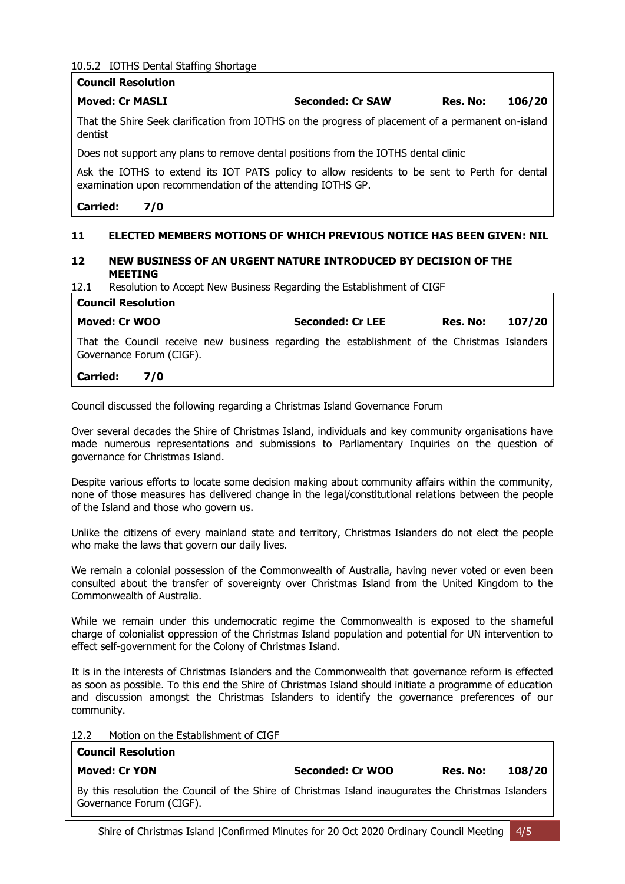10.5.2 IOTHS Dental Staffing Shortage

**Council Resolution**

**Moved: Cr MASLI** | **Seconded: Cr SAW** | **Res. No: 106/20**

That the Shire Seek clarification from IOTHS on the progress of placement of a permanent on-island dentist

Does not support any plans to remove dental positions from the IOTHS dental clinic

Ask the IOTHS to extend its IOT PATS policy to allow residents to be sent to Perth for dental examination upon recommendation of the attending IOTHS GP.

**Carried: 7/0**

## 11 ELECTED MEMBERS MOTIONS OF WHICH PREVIOUS NOTICE HAS BEEN GIVEN: NIL

## 12 NEW BUSINESS OF AN URGENT NATURE INTRODUCED BY DECISION OF THE MEETING

12.1 Resolution to Accept New Business Regarding the Establishment of CIGF

**Council Resolution**

**Moved: Cr WOO** | **Seconded: Cr LEE** | **Res. No: 107/20**

That the Council receive new business regarding the establishment of the Christmas Islanders Governance Forum (CIGF).

**Carried: 7/0**

Council discussed the following regarding a Christmas Island Governance Forum

Over several decades the Shire of Christmas Island, individuals and key community organisations have made numerous representations and submissions to Parliamentary Inquiries on the question of governance for Christmas Island.

Despite various efforts to locate some decision making about community affairs within the community, none of those measures has delivered change in the legal/constitutional relations between the people of the Island and those who govern us.

Unlike the citizens of every mainland state and territory, Christmas Islanders do not elect the people who make the laws that govern our daily lives.

We remain a colonial possession of the Commonwealth of Australia, having never voted or even been consulted about the transfer of sovereignty over Christmas Island from the United Kingdom to the Commonwealth of Australia.

While we remain under this undemocratic regime the Commonwealth is exposed to the shameful charge of colonialist oppression of the Christmas Island population and potential for UN intervention to effect self-government for the Colony of Christmas Island.

It is in the interests of Christmas Islanders and the Commonwealth that governance reform is effected as soon as possible. To this end the Shire of Christmas Island should initiate a programme of education and discussion amongst the Christmas Islanders to identify the governance preferences of our community.

12.2 Motion on the Establishment of CIGF

**Council Resolution**

**Moved: Cr YON** | **Seconded: Cr WOO** | **Res. No: 108/20**

By this resolution the Council of the Shire of Christmas Island inaugurates the Christmas Islanders Governance Forum (CIGF).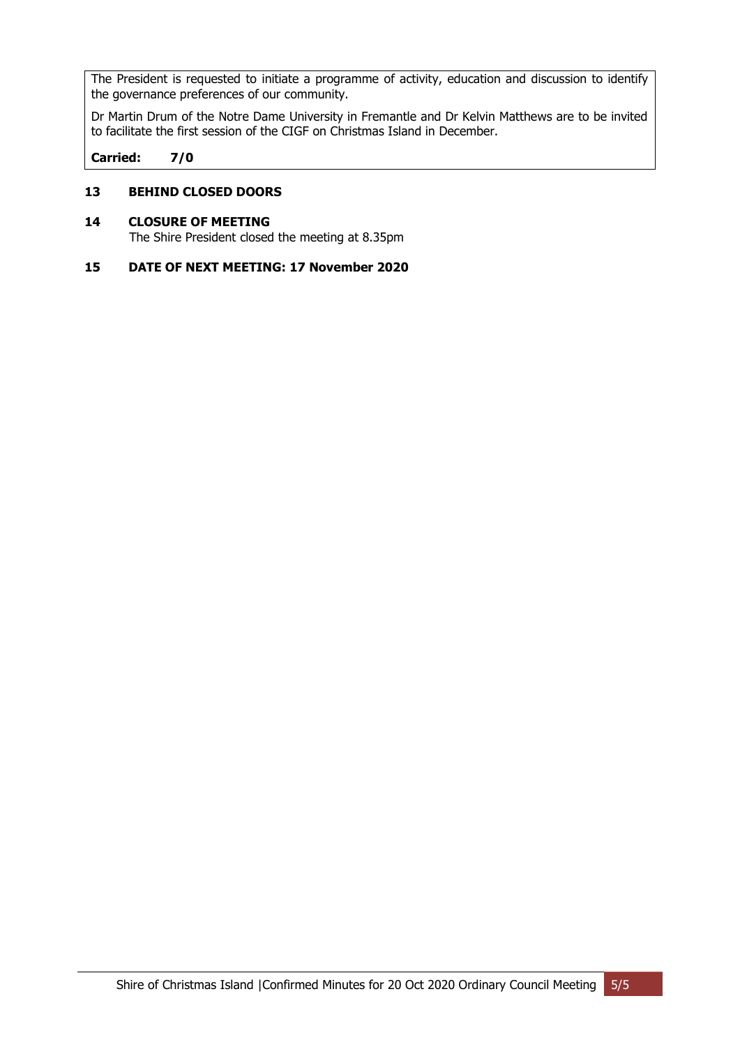The President is requested to initiate a programme of activity, education and discussion to identify the governance preferences of our community.

Dr Martin Drum of the Notre Dame University in Fremantle and Dr Kelvin Matthews are to be invited to facilitate the first session of the CIGF on Christmas Island in December.

**Carried: 7/0**

## 13 BEHIND CLOSED DOORS

## 14 CLOSURE OF MEETING

The Shire President closed the meeting at 8.35pm

## 15 DATE OF NEXT MEETING: 17 November 2020